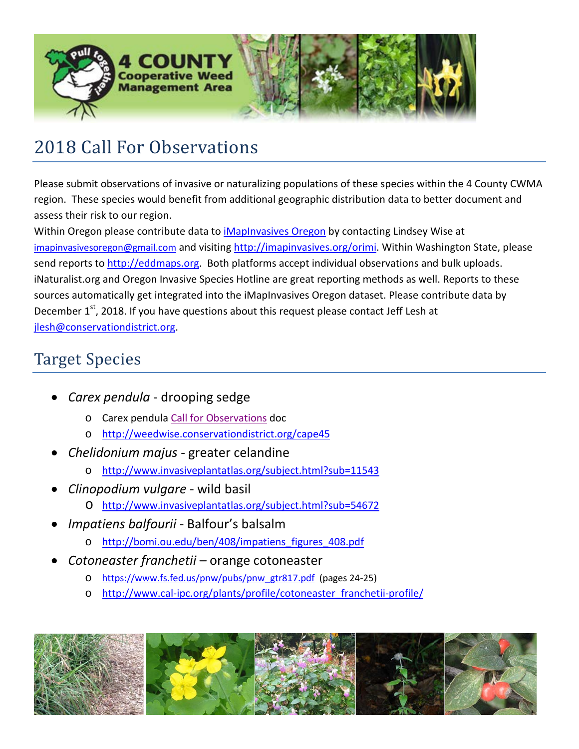# 2018 Call For Observations

Please submit observations of invasive or naturalizing populations of these species within the 4 County CWMA region. These species would benefit from additional geographic distribution data to better document and assess their risk to our region.

Within Oregon please contribute data to iMapInvasives Oregon by contacting Lindsey Wise at imapinvasivesoregon@gmail.com and visiting http://imapinvasives.org/orimi. Within Washington State, please send reports to http://eddmaps.org. Both platforms accept individual observations and bulk uploads. iNaturalist.org and Oregon Invasive Species Hotline are great reporting methods as well. Reports to these sources automatically get integrated into the iMapInvasives Oregon dataset. Please contribute data by December 1st, 2018. If you have questions about this request please contact Jeff Lesh at jlesh@conservationdistrict.org.

# Target Species

- *Carex pendula* - drooping sedge
  - Carex pendula Call for Observations doc
  - http://weedwise.conservationdistrict.org/cape45
- *Chelidonium majus* - greater celandine
  - http://www.invasiveplantatlas.org/subject.html?sub=11543
- *Clinopodium vulgare* - wild basil
  - http://www.invasiveplantatlas.org/subject.html?sub=54672
- *Impatiens balfourii* - Balfour's balsalm
  - http://bomi.ou.edu/ben/408/impatiens_figures_408.pdf
- *Cotoneaster franchetii* – orange cotoneaster
  - https://www.fs.fed.us/pnw/pubs/pnw_gtr817.pdf (pages 24-25)
  - http://www.cal-ipc.org/plants/profile/cotoneaster_franchetii-profile/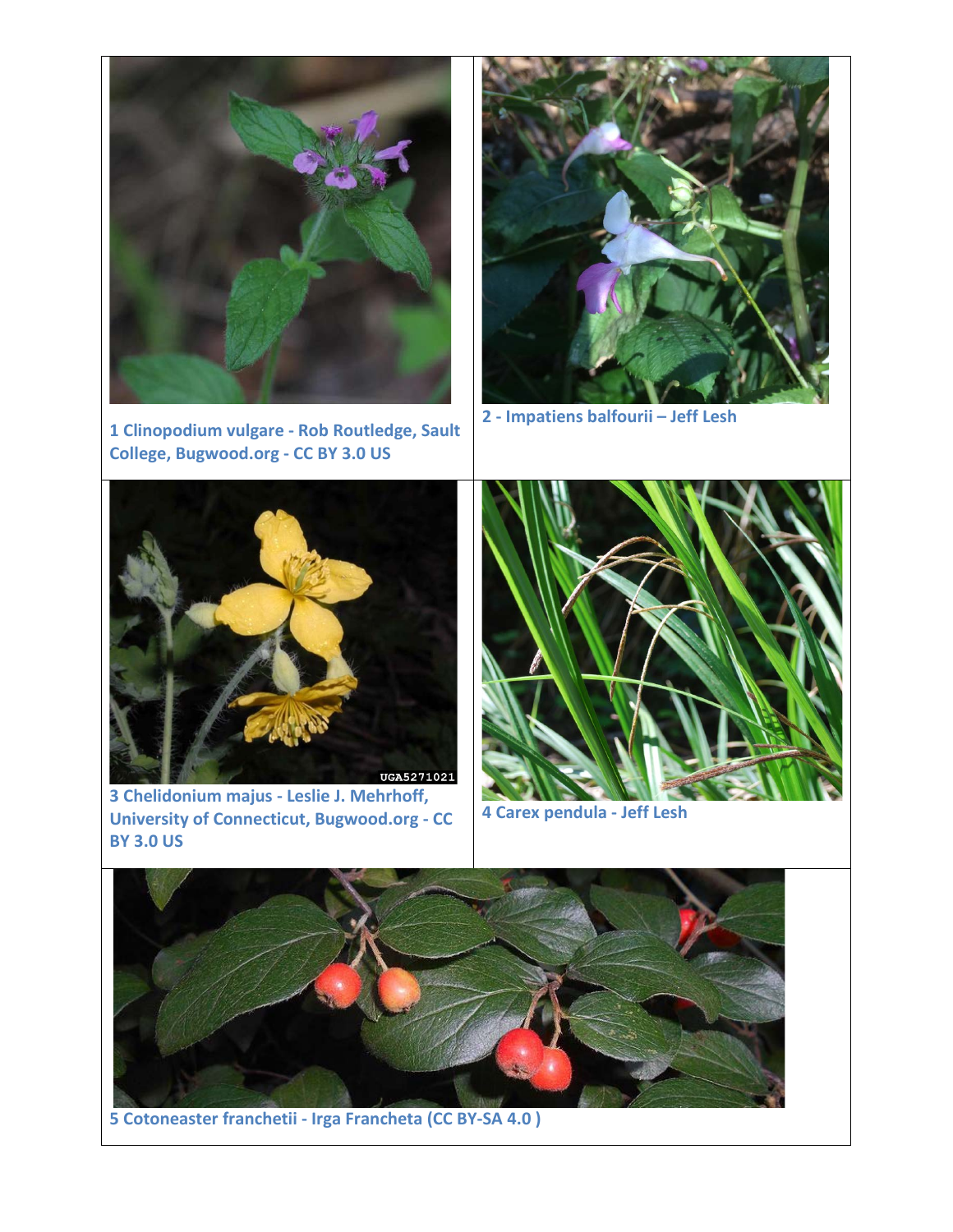1 Clinopodium vulgare - Rob Routledge, Sault College, Bugwood.org - CC BY 3.0 US

2 - Impatiens balfourii – Jeff Lesh

3 Chelidonium majus - Leslie J. Mehrhoff, University of Connecticut, Bugwood.org - CC BY 3.0 US

4 Carex pendula - Jeff Lesh

5 Cotoneaster franchetii - Irga Francheta (CC BY-SA 4.0 )